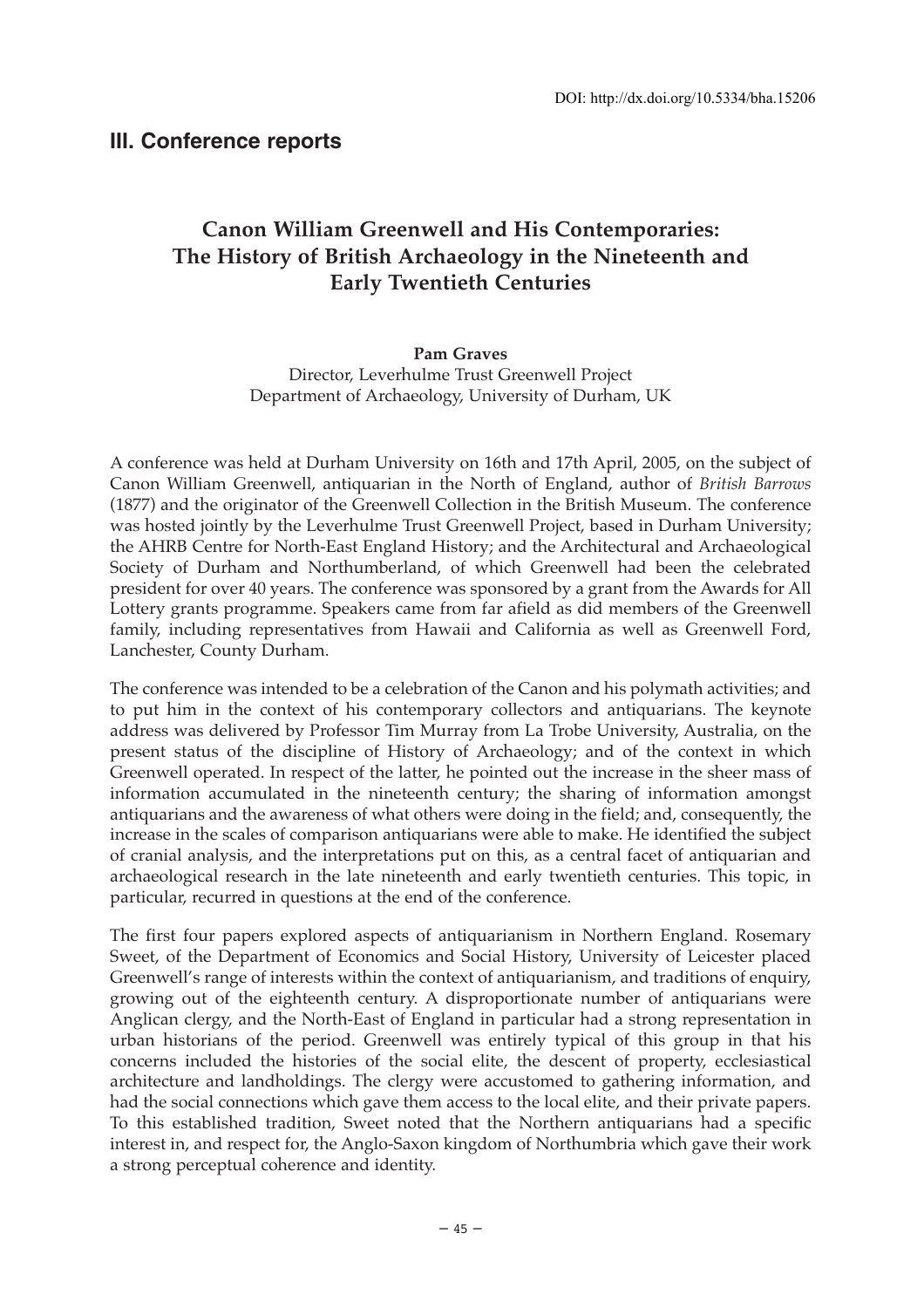DOI: http://dx.doi.org/10.5334/bha.15206

## III. Conference reports

# Canon William Greenwell and His Contemporaries: The History of British Archaeology in the Nineteenth and Early Twentieth Centuries

**Pam Graves**
Director, Leverhulme Trust Greenwell Project
Department of Archaeology, University of Durham, UK

A conference was held at Durham University on 16th and 17th April, 2005, on the subject of Canon William Greenwell, antiquarian in the North of England, author of *British Barrows* (1877) and the originator of the Greenwell Collection in the British Museum. The conference was hosted jointly by the Leverhulme Trust Greenwell Project, based in Durham University; the AHRB Centre for North-East England History; and the Architectural and Archaeological Society of Durham and Northumberland, of which Greenwell had been the celebrated president for over 40 years. The conference was sponsored by a grant from the Awards for All Lottery grants programme. Speakers came from far afield as did members of the Greenwell family, including representatives from Hawaii and California as well as Greenwell Ford, Lanchester, County Durham.

The conference was intended to be a celebration of the Canon and his polymath activities; and to put him in the context of his contemporary collectors and antiquarians. The keynote address was delivered by Professor Tim Murray from La Trobe University, Australia, on the present status of the discipline of History of Archaeology; and of the context in which Greenwell operated. In respect of the latter, he pointed out the increase in the sheer mass of information accumulated in the nineteenth century; the sharing of information amongst antiquarians and the awareness of what others were doing in the field; and, consequently, the increase in the scales of comparison antiquarians were able to make. He identified the subject of cranial analysis, and the interpretations put on this, as a central facet of antiquarian and archaeological research in the late nineteenth and early twentieth centuries. This topic, in particular, recurred in questions at the end of the conference.

The first four papers explored aspects of antiquarianism in Northern England. Rosemary Sweet, of the Department of Economics and Social History, University of Leicester placed Greenwell's range of interests within the context of antiquarianism, and traditions of enquiry, growing out of the eighteenth century. A disproportionate number of antiquarians were Anglican clergy, and the North-East of England in particular had a strong representation in urban historians of the period. Greenwell was entirely typical of this group in that his concerns included the histories of the social elite, the descent of property, ecclesiastical architecture and landholdings. The clergy were accustomed to gathering information, and had the social connections which gave them access to the local elite, and their private papers. To this established tradition, Sweet noted that the Northern antiquarians had a specific interest in, and respect for, the Anglo-Saxon kingdom of Northumbria which gave their work a strong perceptual coherence and identity.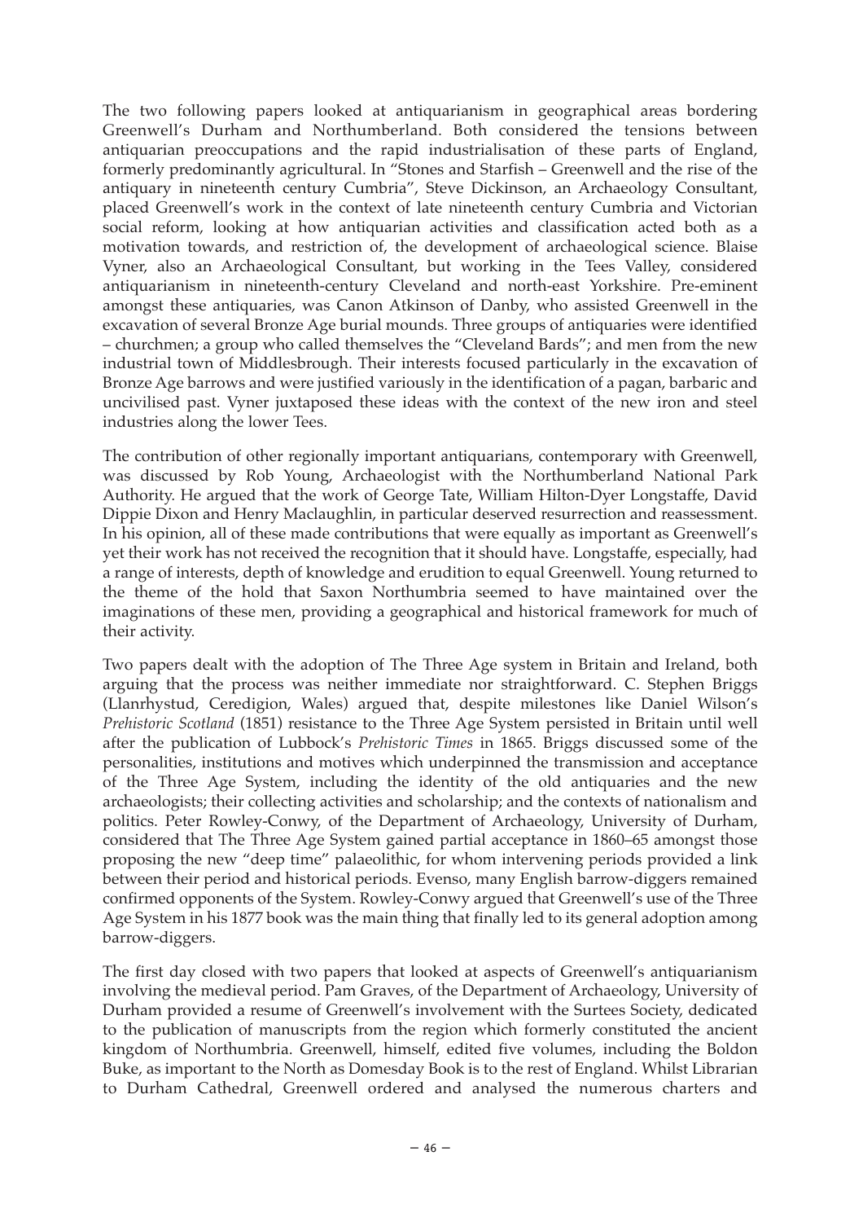The two following papers looked at antiquarianism in geographical areas bordering Greenwell's Durham and Northumberland. Both considered the tensions between antiquarian preoccupations and the rapid industrialisation of these parts of England, formerly predominantly agricultural. In "Stones and Starfish – Greenwell and the rise of the antiquary in nineteenth century Cumbria", Steve Dickinson, an Archaeology Consultant, placed Greenwell's work in the context of late nineteenth century Cumbria and Victorian social reform, looking at how antiquarian activities and classification acted both as a motivation towards, and restriction of, the development of archaeological science. Blaise Vyner, also an Archaeological Consultant, but working in the Tees Valley, considered antiquarianism in nineteenth-century Cleveland and north-east Yorkshire. Pre-eminent amongst these antiquaries, was Canon Atkinson of Danby, who assisted Greenwell in the excavation of several Bronze Age burial mounds. Three groups of antiquaries were identified – churchmen; a group who called themselves the "Cleveland Bards"; and men from the new industrial town of Middlesbrough. Their interests focused particularly in the excavation of Bronze Age barrows and were justified variously in the identification of a pagan, barbaric and uncivilised past. Vyner juxtaposed these ideas with the context of the new iron and steel industries along the lower Tees.

The contribution of other regionally important antiquarians, contemporary with Greenwell, was discussed by Rob Young, Archaeologist with the Northumberland National Park Authority. He argued that the work of George Tate, William Hilton-Dyer Longstaffe, David Dippie Dixon and Henry Maclaughlin, in particular deserved resurrection and reassessment. In his opinion, all of these made contributions that were equally as important as Greenwell's yet their work has not received the recognition that it should have. Longstaffe, especially, had a range of interests, depth of knowledge and erudition to equal Greenwell. Young returned to the theme of the hold that Saxon Northumbria seemed to have maintained over the imaginations of these men, providing a geographical and historical framework for much of their activity.

Two papers dealt with the adoption of The Three Age system in Britain and Ireland, both arguing that the process was neither immediate nor straightforward. C. Stephen Briggs (Llanrhystud, Ceredigion, Wales) argued that, despite milestones like Daniel Wilson's *Prehistoric Scotland* (1851) resistance to the Three Age System persisted in Britain until well after the publication of Lubbock's *Prehistoric Times* in 1865. Briggs discussed some of the personalities, institutions and motives which underpinned the transmission and acceptance of the Three Age System, including the identity of the old antiquaries and the new archaeologists; their collecting activities and scholarship; and the contexts of nationalism and politics. Peter Rowley-Conwy, of the Department of Archaeology, University of Durham, considered that The Three Age System gained partial acceptance in 1860–65 amongst those proposing the new "deep time" palaeolithic, for whom intervening periods provided a link between their period and historical periods. Evenso, many English barrow-diggers remained confirmed opponents of the System. Rowley-Conwy argued that Greenwell's use of the Three Age System in his 1877 book was the main thing that finally led to its general adoption among barrow-diggers.

The first day closed with two papers that looked at aspects of Greenwell's antiquarianism involving the medieval period. Pam Graves, of the Department of Archaeology, University of Durham provided a resume of Greenwell's involvement with the Surtees Society, dedicated to the publication of manuscripts from the region which formerly constituted the ancient kingdom of Northumbria. Greenwell, himself, edited five volumes, including the Boldon Buke, as important to the North as Domesday Book is to the rest of England. Whilst Librarian to Durham Cathedral, Greenwell ordered and analysed the numerous charters and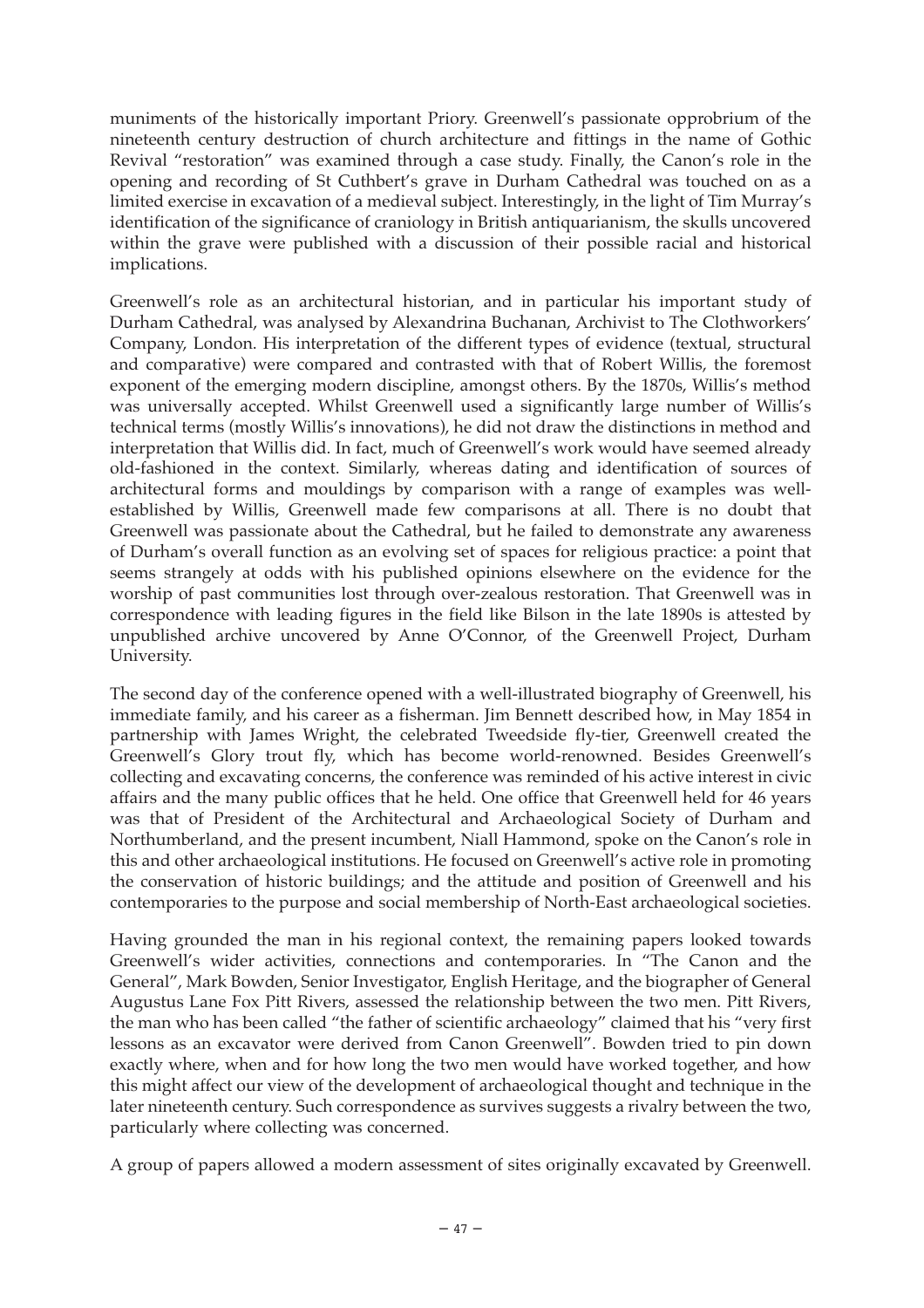muniments of the historically important Priory. Greenwell's passionate opprobrium of the nineteenth century destruction of church architecture and fittings in the name of Gothic Revival "restoration" was examined through a case study. Finally, the Canon's role in the opening and recording of St Cuthbert's grave in Durham Cathedral was touched on as a limited exercise in excavation of a medieval subject. Interestingly, in the light of Tim Murray's identification of the significance of craniology in British antiquarianism, the skulls uncovered within the grave were published with a discussion of their possible racial and historical implications.

Greenwell's role as an architectural historian, and in particular his important study of Durham Cathedral, was analysed by Alexandrina Buchanan, Archivist to The Clothworkers' Company, London. His interpretation of the different types of evidence (textual, structural and comparative) were compared and contrasted with that of Robert Willis, the foremost exponent of the emerging modern discipline, amongst others. By the 1870s, Willis's method was universally accepted. Whilst Greenwell used a significantly large number of Willis's technical terms (mostly Willis's innovations), he did not draw the distinctions in method and interpretation that Willis did. In fact, much of Greenwell's work would have seemed already old-fashioned in the context. Similarly, whereas dating and identification of sources of architectural forms and mouldings by comparison with a range of examples was well-established by Willis, Greenwell made few comparisons at all. There is no doubt that Greenwell was passionate about the Cathedral, but he failed to demonstrate any awareness of Durham's overall function as an evolving set of spaces for religious practice: a point that seems strangely at odds with his published opinions elsewhere on the evidence for the worship of past communities lost through over-zealous restoration. That Greenwell was in correspondence with leading figures in the field like Bilson in the late 1890s is attested by unpublished archive uncovered by Anne O'Connor, of the Greenwell Project, Durham University.

The second day of the conference opened with a well-illustrated biography of Greenwell, his immediate family, and his career as a fisherman. Jim Bennett described how, in May 1854 in partnership with James Wright, the celebrated Tweedside fly-tier, Greenwell created the Greenwell's Glory trout fly, which has become world-renowned. Besides Greenwell's collecting and excavating concerns, the conference was reminded of his active interest in civic affairs and the many public offices that he held. One office that Greenwell held for 46 years was that of President of the Architectural and Archaeological Society of Durham and Northumberland, and the present incumbent, Niall Hammond, spoke on the Canon's role in this and other archaeological institutions. He focused on Greenwell's active role in promoting the conservation of historic buildings; and the attitude and position of Greenwell and his contemporaries to the purpose and social membership of North-East archaeological societies.

Having grounded the man in his regional context, the remaining papers looked towards Greenwell's wider activities, connections and contemporaries. In "The Canon and the General", Mark Bowden, Senior Investigator, English Heritage, and the biographer of General Augustus Lane Fox Pitt Rivers, assessed the relationship between the two men. Pitt Rivers, the man who has been called "the father of scientific archaeology" claimed that his "very first lessons as an excavator were derived from Canon Greenwell". Bowden tried to pin down exactly where, when and for how long the two men would have worked together, and how this might affect our view of the development of archaeological thought and technique in the later nineteenth century. Such correspondence as survives suggests a rivalry between the two, particularly where collecting was concerned.

A group of papers allowed a modern assessment of sites originally excavated by Greenwell.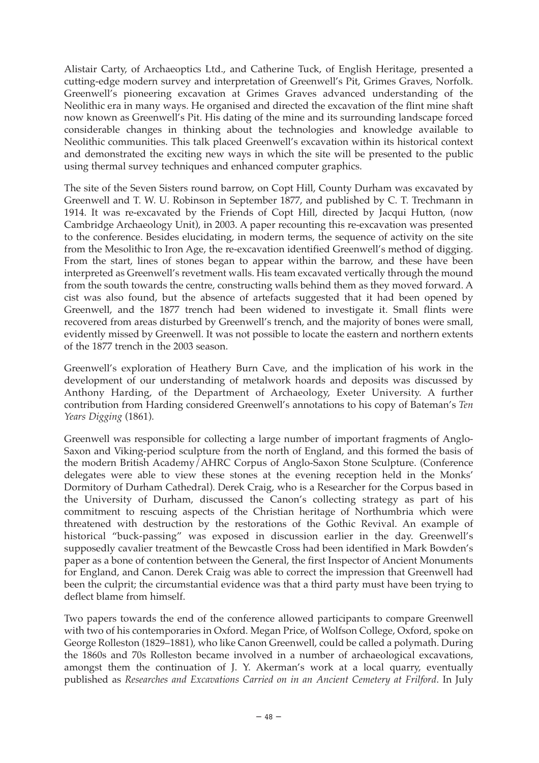Alistair Carty, of Archaeoptics Ltd., and Catherine Tuck, of English Heritage, presented a cutting-edge modern survey and interpretation of Greenwell's Pit, Grimes Graves, Norfolk. Greenwell's pioneering excavation at Grimes Graves advanced understanding of the Neolithic era in many ways. He organised and directed the excavation of the flint mine shaft now known as Greenwell's Pit. His dating of the mine and its surrounding landscape forced considerable changes in thinking about the technologies and knowledge available to Neolithic communities. This talk placed Greenwell's excavation within its historical context and demonstrated the exciting new ways in which the site will be presented to the public using thermal survey techniques and enhanced computer graphics.

The site of the Seven Sisters round barrow, on Copt Hill, County Durham was excavated by Greenwell and T. W. U. Robinson in September 1877, and published by C. T. Trechmann in 1914. It was re-excavated by the Friends of Copt Hill, directed by Jacqui Hutton, (now Cambridge Archaeology Unit), in 2003. A paper recounting this re-excavation was presented to the conference. Besides elucidating, in modern terms, the sequence of activity on the site from the Mesolithic to Iron Age, the re-excavation identified Greenwell's method of digging. From the start, lines of stones began to appear within the barrow, and these have been interpreted as Greenwell's revetment walls. His team excavated vertically through the mound from the south towards the centre, constructing walls behind them as they moved forward. A cist was also found, but the absence of artefacts suggested that it had been opened by Greenwell, and the 1877 trench had been widened to investigate it. Small flints were recovered from areas disturbed by Greenwell's trench, and the majority of bones were small, evidently missed by Greenwell. It was not possible to locate the eastern and northern extents of the 1877 trench in the 2003 season.

Greenwell's exploration of Heathery Burn Cave, and the implication of his work in the development of our understanding of metalwork hoards and deposits was discussed by Anthony Harding, of the Department of Archaeology, Exeter University. A further contribution from Harding considered Greenwell's annotations to his copy of Bateman's *Ten Years Digging* (1861).

Greenwell was responsible for collecting a large number of important fragments of Anglo-Saxon and Viking-period sculpture from the north of England, and this formed the basis of the modern British Academy/AHRC Corpus of Anglo-Saxon Stone Sculpture. (Conference delegates were able to view these stones at the evening reception held in the Monks' Dormitory of Durham Cathedral). Derek Craig, who is a Researcher for the Corpus based in the University of Durham, discussed the Canon's collecting strategy as part of his commitment to rescuing aspects of the Christian heritage of Northumbria which were threatened with destruction by the restorations of the Gothic Revival. An example of historical "buck-passing" was exposed in discussion earlier in the day. Greenwell's supposedly cavalier treatment of the Bewcastle Cross had been identified in Mark Bowden's paper as a bone of contention between the General, the first Inspector of Ancient Monuments for England, and Canon. Derek Craig was able to correct the impression that Greenwell had been the culprit; the circumstantial evidence was that a third party must have been trying to deflect blame from himself.

Two papers towards the end of the conference allowed participants to compare Greenwell with two of his contemporaries in Oxford. Megan Price, of Wolfson College, Oxford, spoke on George Rolleston (1829–1881), who like Canon Greenwell, could be called a polymath. During the 1860s and 70s Rolleston became involved in a number of archaeological excavations, amongst them the continuation of J. Y. Akerman's work at a local quarry, eventually published as *Researches and Excavations Carried on in an Ancient Cemetery at Frilford*. In July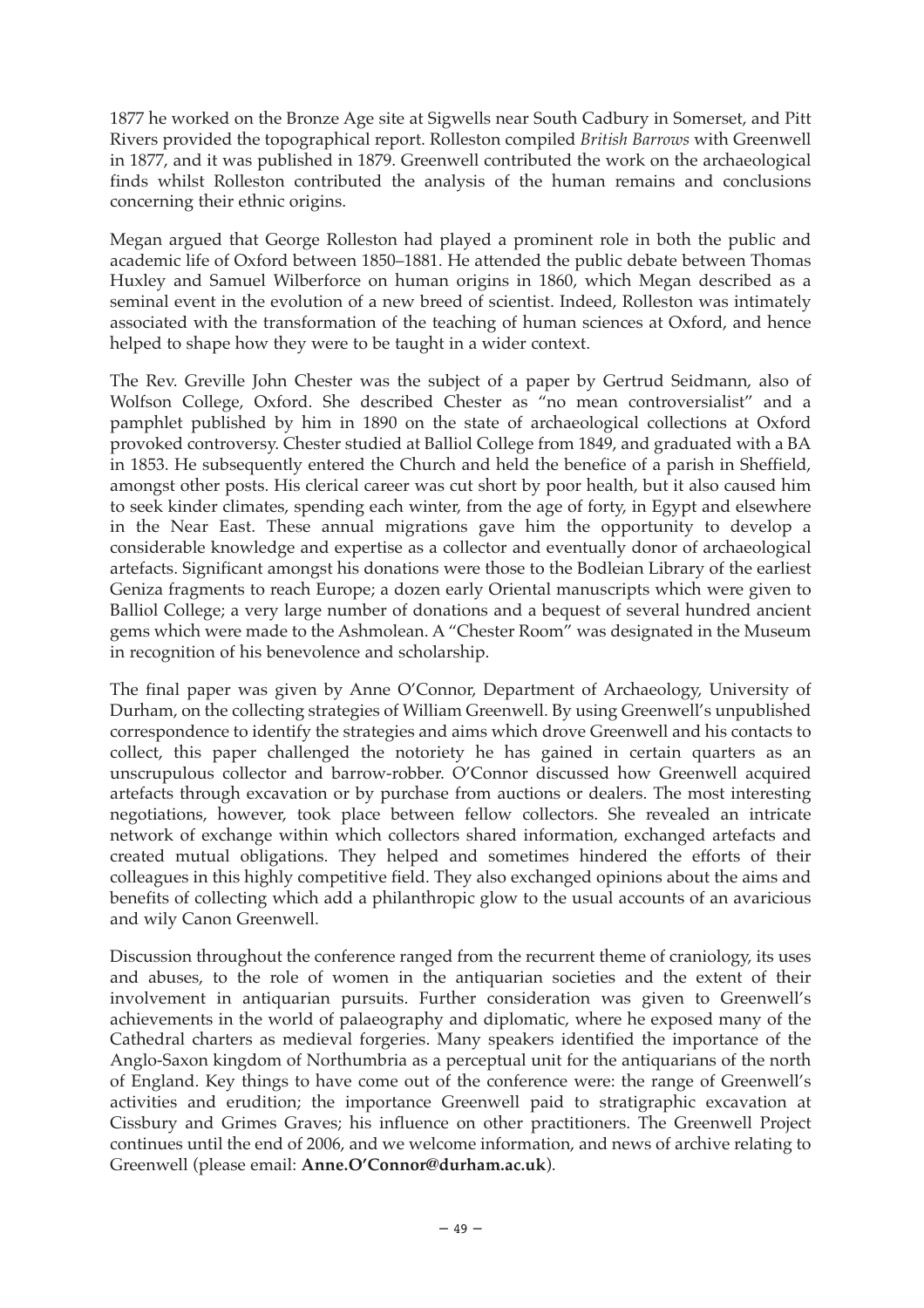1877 he worked on the Bronze Age site at Sigwells near South Cadbury in Somerset, and Pitt Rivers provided the topographical report. Rolleston compiled *British Barrows* with Greenwell in 1877, and it was published in 1879. Greenwell contributed the work on the archaeological finds whilst Rolleston contributed the analysis of the human remains and conclusions concerning their ethnic origins.

Megan argued that George Rolleston had played a prominent role in both the public and academic life of Oxford between 1850–1881. He attended the public debate between Thomas Huxley and Samuel Wilberforce on human origins in 1860, which Megan described as a seminal event in the evolution of a new breed of scientist. Indeed, Rolleston was intimately associated with the transformation of the teaching of human sciences at Oxford, and hence helped to shape how they were to be taught in a wider context.

The Rev. Greville John Chester was the subject of a paper by Gertrud Seidmann, also of Wolfson College, Oxford. She described Chester as "no mean controversialist" and a pamphlet published by him in 1890 on the state of archaeological collections at Oxford provoked controversy. Chester studied at Balliol College from 1849, and graduated with a BA in 1853. He subsequently entered the Church and held the benefice of a parish in Sheffield, amongst other posts. His clerical career was cut short by poor health, but it also caused him to seek kinder climates, spending each winter, from the age of forty, in Egypt and elsewhere in the Near East. These annual migrations gave him the opportunity to develop a considerable knowledge and expertise as a collector and eventually donor of archaeological artefacts. Significant amongst his donations were those to the Bodleian Library of the earliest Geniza fragments to reach Europe; a dozen early Oriental manuscripts which were given to Balliol College; a very large number of donations and a bequest of several hundred ancient gems which were made to the Ashmolean. A "Chester Room" was designated in the Museum in recognition of his benevolence and scholarship.

The final paper was given by Anne O'Connor, Department of Archaeology, University of Durham, on the collecting strategies of William Greenwell. By using Greenwell's unpublished correspondence to identify the strategies and aims which drove Greenwell and his contacts to collect, this paper challenged the notoriety he has gained in certain quarters as an unscrupulous collector and barrow-robber. O'Connor discussed how Greenwell acquired artefacts through excavation or by purchase from auctions or dealers. The most interesting negotiations, however, took place between fellow collectors. She revealed an intricate network of exchange within which collectors shared information, exchanged artefacts and created mutual obligations. They helped and sometimes hindered the efforts of their colleagues in this highly competitive field. They also exchanged opinions about the aims and benefits of collecting which add a philanthropic glow to the usual accounts of an avaricious and wily Canon Greenwell.

Discussion throughout the conference ranged from the recurrent theme of craniology, its uses and abuses, to the role of women in the antiquarian societies and the extent of their involvement in antiquarian pursuits. Further consideration was given to Greenwell's achievements in the world of palaeography and diplomatic, where he exposed many of the Cathedral charters as medieval forgeries. Many speakers identified the importance of the Anglo-Saxon kingdom of Northumbria as a perceptual unit for the antiquarians of the north of England. Key things to have come out of the conference were: the range of Greenwell's activities and erudition; the importance Greenwell paid to stratigraphic excavation at Cissbury and Grimes Graves; his influence on other practitioners. The Greenwell Project continues until the end of 2006, and we welcome information, and news of archive relating to Greenwell (please email: **Anne.O'Connor@durham.ac.uk**).